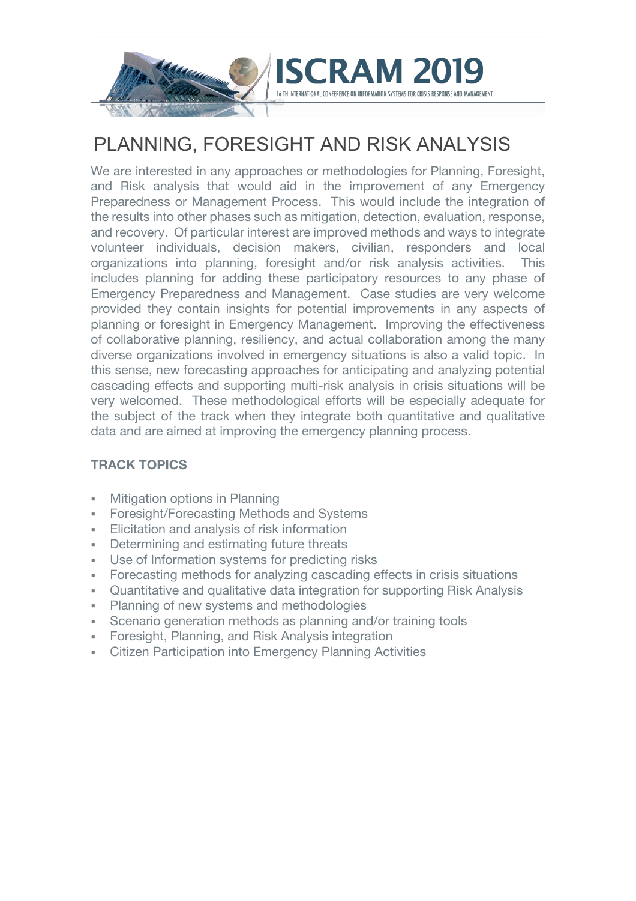ISCRAM 2019

16 TH INTERNATIONAL CONFERENCE ON INFORMATION SYSTEMS FOR CRISIS RESPONSE AND MANAGEMENT

# PLANNING, FORESIGHT AND RISK ANALYSIS

We are interested in any approaches or methodologies for Planning, Foresight, and Risk analysis that would aid in the improvement of any Emergency Preparedness or Management Process. This would include the integration of the results into other phases such as mitigation, detection, evaluation, response, and recovery. Of particular interest are improved methods and ways to integrate volunteer individuals, decision makers, civilian, responders and local organizations into planning, foresight and/or risk analysis activities. This includes planning for adding these participatory resources to any phase of Emergency Preparedness and Management. Case studies are very welcome provided they contain insights for potential improvements in any aspects of planning or foresight in Emergency Management. Improving the effectiveness of collaborative planning, resiliency, and actual collaboration among the many diverse organizations involved in emergency situations is also a valid topic. In this sense, new forecasting approaches for anticipating and analyzing potential cascading effects and supporting multi-risk analysis in crisis situations will be very welcomed. These methodological efforts will be especially adequate for the subject of the track when they integrate both quantitative and qualitative data and are aimed at improving the emergency planning process.

**TRACK TOPICS**

- Mitigation options in Planning
- Foresight/Forecasting Methods and Systems
- Elicitation and analysis of risk information
- Determining and estimating future threats
- Use of Information systems for predicting risks
- Forecasting methods for analyzing cascading effects in crisis situations
- Quantitative and qualitative data integration for supporting Risk Analysis
- Planning of new systems and methodologies
- Scenario generation methods as planning and/or training tools
- Foresight, Planning, and Risk Analysis integration
- Citizen Participation into Emergency Planning Activities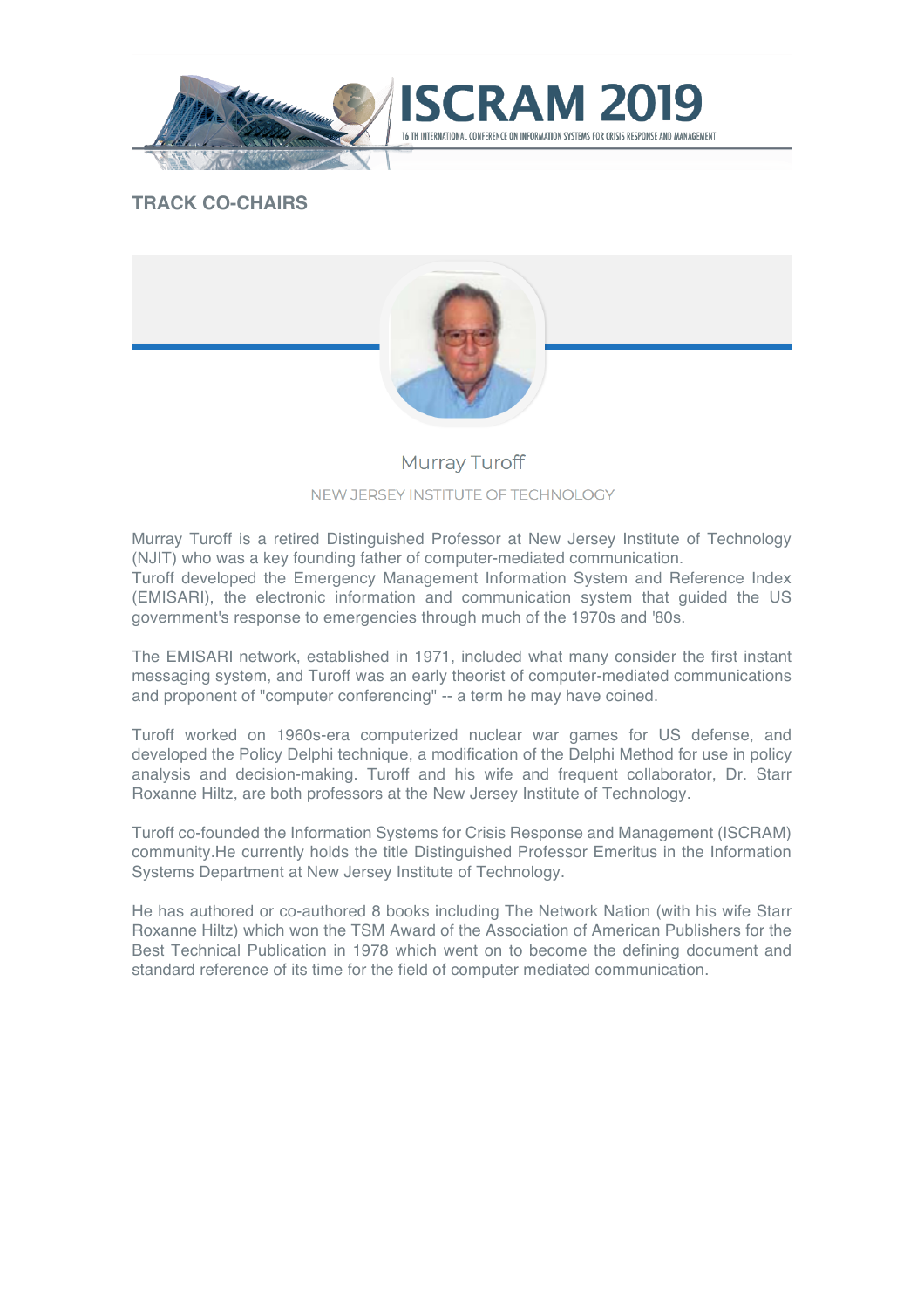## TRACK CO-CHAIRS

### Murray Turoff

NEW JERSEY INSTITUTE OF TECHNOLOGY

Murray Turoff is a retired Distinguished Professor at New Jersey Institute of Technology (NJIT) who was a key founding father of computer-mediated communication.
Turoff developed the Emergency Management Information System and Reference Index (EMISARI), the electronic information and communication system that guided the US government's response to emergencies through much of the 1970s and '80s.

The EMISARI network, established in 1971, included what many consider the first instant messaging system, and Turoff was an early theorist of computer-mediated communications and proponent of "computer conferencing" -- a term he may have coined.

Turoff worked on 1960s-era computerized nuclear war games for US defense, and developed the Policy Delphi technique, a modification of the Delphi Method for use in policy analysis and decision-making. Turoff and his wife and frequent collaborator, Dr. Starr Roxanne Hiltz, are both professors at the New Jersey Institute of Technology.

Turoff co-founded the Information Systems for Crisis Response and Management (ISCRAM) community.He currently holds the title Distinguished Professor Emeritus in the Information Systems Department at New Jersey Institute of Technology.

He has authored or co-authored 8 books including The Network Nation (with his wife Starr Roxanne Hiltz) which won the TSM Award of the Association of American Publishers for the Best Technical Publication in 1978 which went on to become the defining document and standard reference of its time for the field of computer mediated communication.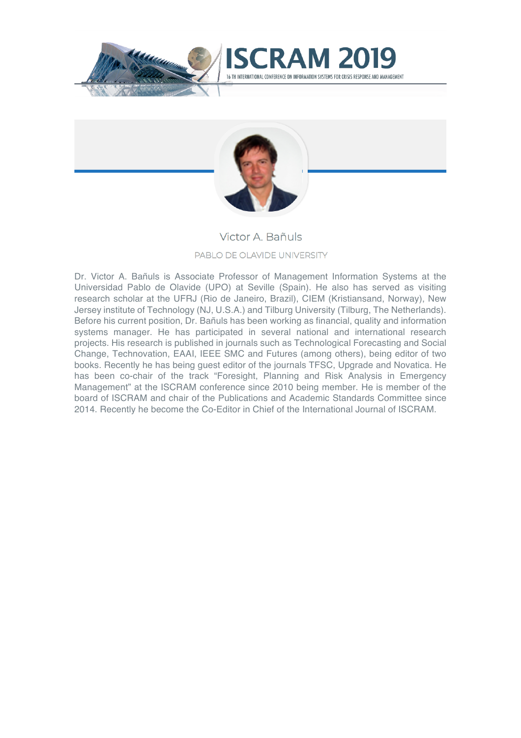Victor A. Bañuls

PABLO DE OLAVIDE UNIVERSITY

Dr. Victor A. Bañuls is Associate Professor of Management Information Systems at the Universidad Pablo de Olavide (UPO) at Seville (Spain). He also has served as visiting research scholar at the UFRJ (Rio de Janeiro, Brazil), CIEM (Kristiansand, Norway), New Jersey institute of Technology (NJ, U.S.A.) and Tilburg University (Tilburg, The Netherlands). Before his current position, Dr. Bañuls has been working as financial, quality and information systems manager. He has participated in several national and international research projects. His research is published in journals such as Technological Forecasting and Social Change, Technovation, EAAI, IEEE SMC and Futures (among others), being editor of two books. Recently he has being guest editor of the journals TFSC, Upgrade and Novatica. He has been co-chair of the track "Foresight, Planning and Risk Analysis in Emergency Management" at the ISCRAM conference since 2010 being member. He is member of the board of ISCRAM and chair of the Publications and Academic Standards Committee since 2014. Recently he become the Co-Editor in Chief of the International Journal of ISCRAM.